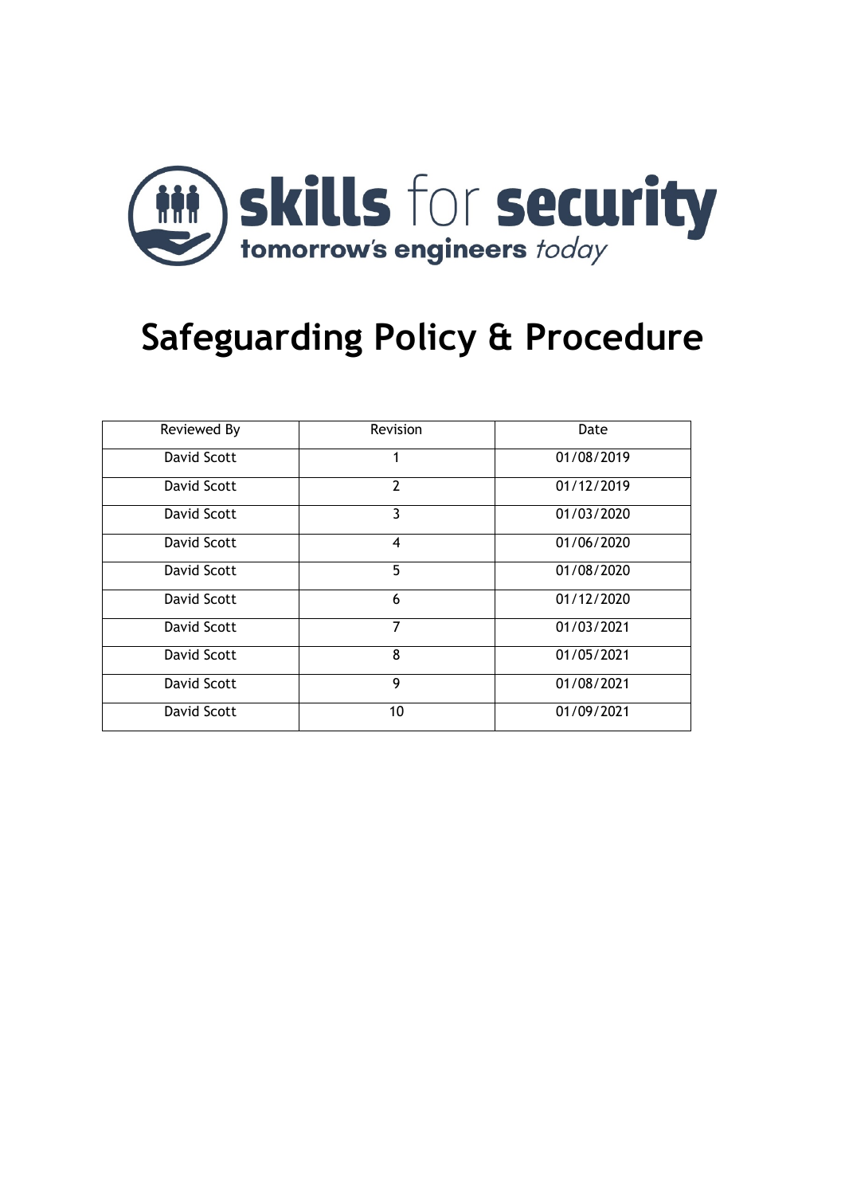skills for security

tomorrow's engineers *today*

# Safeguarding Policy & Procedure

| Reviewed By | Revision | Date |
| --- | --- | --- |
| David Scott | 1 | 01/08/2019 |
| David Scott | 2 | 01/12/2019 |
| David Scott | 3 | 01/03/2020 |
| David Scott | 4 | 01/06/2020 |
| David Scott | 5 | 01/08/2020 |
| David Scott | 6 | 01/12/2020 |
| David Scott | 7 | 01/03/2021 |
| David Scott | 8 | 01/05/2021 |
| David Scott | 9 | 01/08/2021 |
| David Scott | 10 | 01/09/2021 |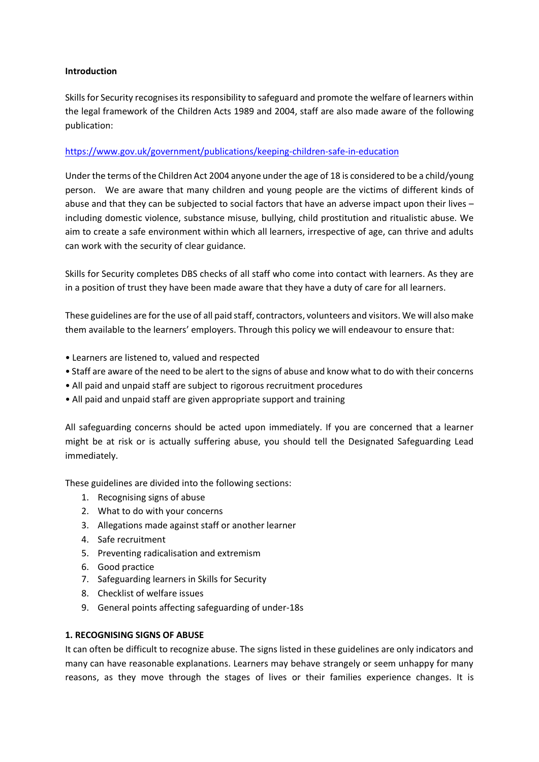**Introduction**

Skills for Security recognises its responsibility to safeguard and promote the welfare of learners within the legal framework of the Children Acts 1989 and 2004, staff are also made aware of the following publication:

[https://www.gov.uk/government/publications/keeping-children-safe-in-education](https://www.gov.uk/government/publications/keeping-children-safe-in-education)

Under the terms of the Children Act 2004 anyone under the age of 18 is considered to be a child/young person. We are aware that many children and young people are the victims of different kinds of abuse and that they can be subjected to social factors that have an adverse impact upon their lives – including domestic violence, substance misuse, bullying, child prostitution and ritualistic abuse. We aim to create a safe environment within which all learners, irrespective of age, can thrive and adults can work with the security of clear guidance.

Skills for Security completes DBS checks of all staff who come into contact with learners. As they are in a position of trust they have been made aware that they have a duty of care for all learners.

These guidelines are for the use of all paid staff, contractors, volunteers and visitors. We will also make them available to the learners' employers. Through this policy we will endeavour to ensure that:

- Learners are listened to, valued and respected
- Staff are aware of the need to be alert to the signs of abuse and know what to do with their concerns
- All paid and unpaid staff are subject to rigorous recruitment procedures
- All paid and unpaid staff are given appropriate support and training

All safeguarding concerns should be acted upon immediately. If you are concerned that a learner might be at risk or is actually suffering abuse, you should tell the Designated Safeguarding Lead immediately.

These guidelines are divided into the following sections:

1. Recognising signs of abuse
2. What to do with your concerns
3. Allegations made against staff or another learner
4. Safe recruitment
5. Preventing radicalisation and extremism
6. Good practice
7. Safeguarding learners in Skills for Security
8. Checklist of welfare issues
9. General points affecting safeguarding of under-18s

**1. RECOGNISING SIGNS OF ABUSE**

It can often be difficult to recognize abuse. The signs listed in these guidelines are only indicators and many can have reasonable explanations. Learners may behave strangely or seem unhappy for many reasons, as they move through the stages of lives or their families experience changes. It is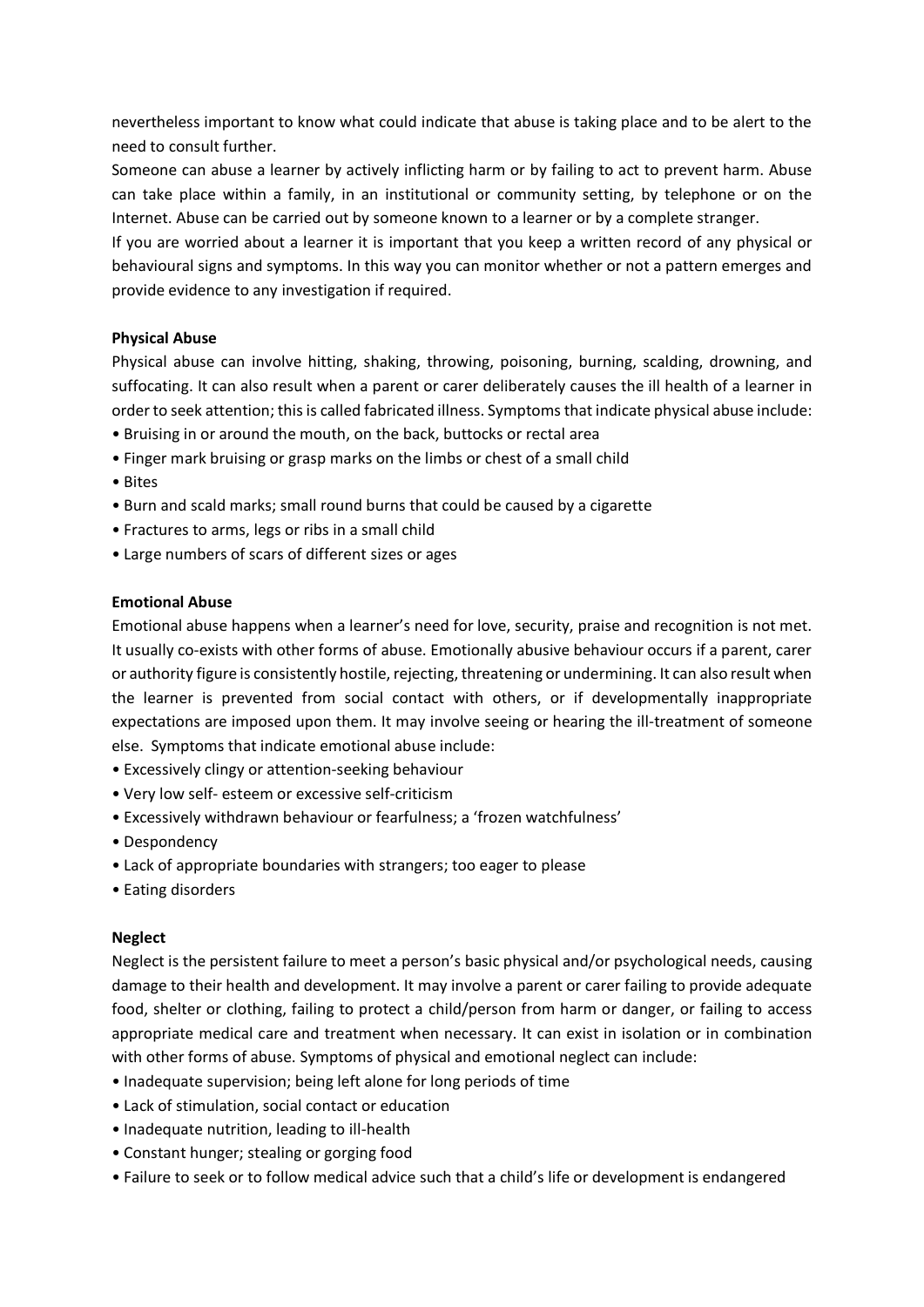nevertheless important to know what could indicate that abuse is taking place and to be alert to the need to consult further.

Someone can abuse a learner by actively inflicting harm or by failing to act to prevent harm. Abuse can take place within a family, in an institutional or community setting, by telephone or on the Internet. Abuse can be carried out by someone known to a learner or by a complete stranger.

If you are worried about a learner it is important that you keep a written record of any physical or behavioural signs and symptoms. In this way you can monitor whether or not a pattern emerges and provide evidence to any investigation if required.

**Physical Abuse**

Physical abuse can involve hitting, shaking, throwing, poisoning, burning, scalding, drowning, and suffocating. It can also result when a parent or carer deliberately causes the ill health of a learner in order to seek attention; this is called fabricated illness. Symptoms that indicate physical abuse include:

- Bruising in or around the mouth, on the back, buttocks or rectal area
- Finger mark bruising or grasp marks on the limbs or chest of a small child
- Bites
- Burn and scald marks; small round burns that could be caused by a cigarette
- Fractures to arms, legs or ribs in a small child
- Large numbers of scars of different sizes or ages

**Emotional Abuse**

Emotional abuse happens when a learner's need for love, security, praise and recognition is not met. It usually co-exists with other forms of abuse. Emotionally abusive behaviour occurs if a parent, carer or authority figure is consistently hostile, rejecting, threatening or undermining. It can also result when the learner is prevented from social contact with others, or if developmentally inappropriate expectations are imposed upon them. It may involve seeing or hearing the ill-treatment of someone else. Symptoms that indicate emotional abuse include:

- Excessively clingy or attention-seeking behaviour
- Very low self- esteem or excessive self-criticism
- Excessively withdrawn behaviour or fearfulness; a 'frozen watchfulness'
- Despondency
- Lack of appropriate boundaries with strangers; too eager to please
- Eating disorders

**Neglect**

Neglect is the persistent failure to meet a person's basic physical and/or psychological needs, causing damage to their health and development. It may involve a parent or carer failing to provide adequate food, shelter or clothing, failing to protect a child/person from harm or danger, or failing to access appropriate medical care and treatment when necessary. It can exist in isolation or in combination with other forms of abuse. Symptoms of physical and emotional neglect can include:

- Inadequate supervision; being left alone for long periods of time
- Lack of stimulation, social contact or education
- Inadequate nutrition, leading to ill-health
- Constant hunger; stealing or gorging food
- Failure to seek or to follow medical advice such that a child's life or development is endangered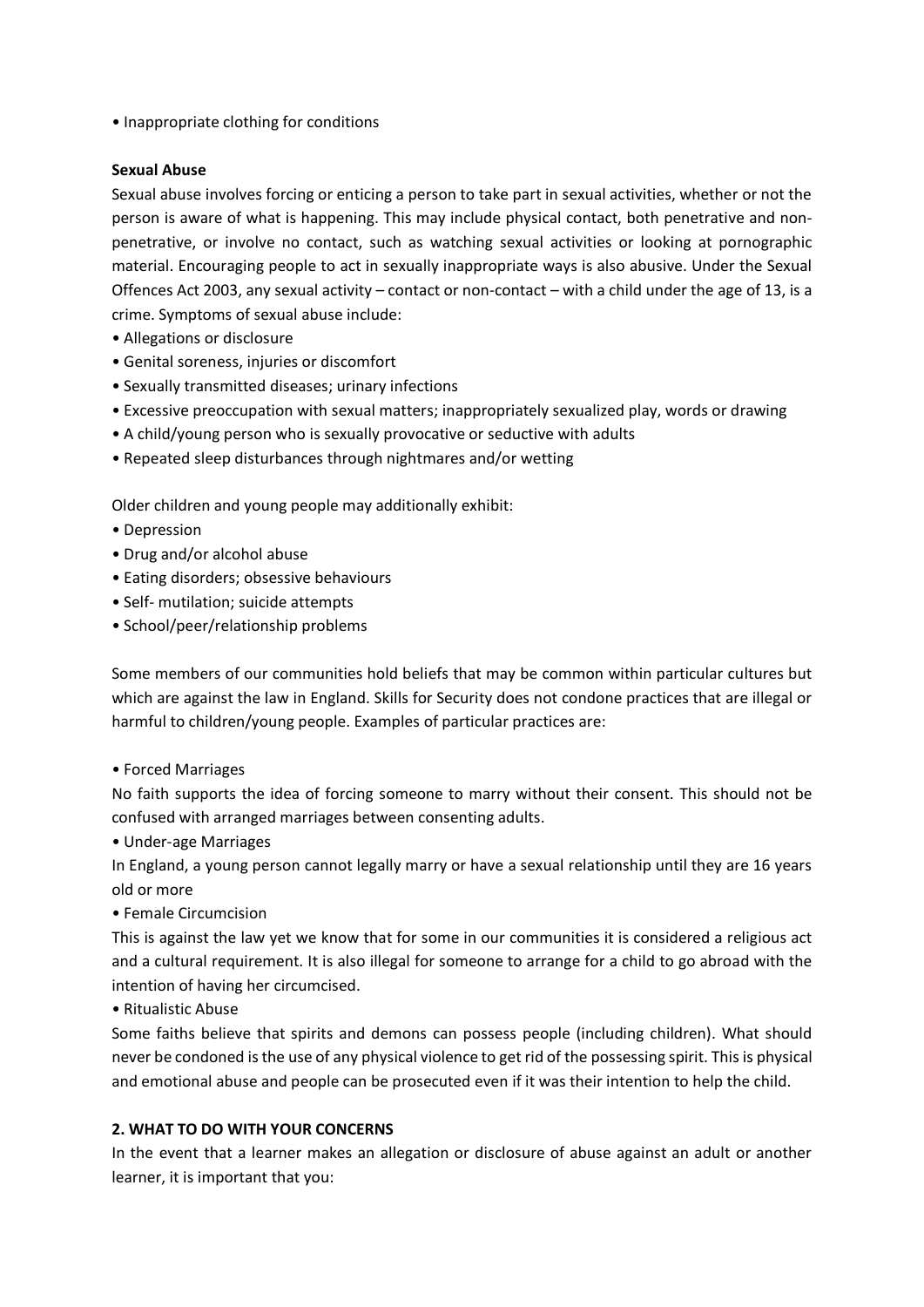- Inappropriate clothing for conditions

**Sexual Abuse**

Sexual abuse involves forcing or enticing a person to take part in sexual activities, whether or not the person is aware of what is happening. This may include physical contact, both penetrative and non-penetrative, or involve no contact, such as watching sexual activities or looking at pornographic material. Encouraging people to act in sexually inappropriate ways is also abusive. Under the Sexual Offences Act 2003, any sexual activity – contact or non-contact – with a child under the age of 13, is a crime. Symptoms of sexual abuse include:

- Allegations or disclosure
- Genital soreness, injuries or discomfort
- Sexually transmitted diseases; urinary infections
- Excessive preoccupation with sexual matters; inappropriately sexualized play, words or drawing
- A child/young person who is sexually provocative or seductive with adults
- Repeated sleep disturbances through nightmares and/or wetting

Older children and young people may additionally exhibit:

- Depression
- Drug and/or alcohol abuse
- Eating disorders; obsessive behaviours
- Self- mutilation; suicide attempts
- School/peer/relationship problems

Some members of our communities hold beliefs that may be common within particular cultures but which are against the law in England. Skills for Security does not condone practices that are illegal or harmful to children/young people. Examples of particular practices are:

- Forced Marriages

No faith supports the idea of forcing someone to marry without their consent. This should not be confused with arranged marriages between consenting adults.

- Under-age Marriages

In England, a young person cannot legally marry or have a sexual relationship until they are 16 years old or more

- Female Circumcision

This is against the law yet we know that for some in our communities it is considered a religious act and a cultural requirement. It is also illegal for someone to arrange for a child to go abroad with the intention of having her circumcised.

- Ritualistic Abuse

Some faiths believe that spirits and demons can possess people (including children). What should never be condoned is the use of any physical violence to get rid of the possessing spirit. This is physical and emotional abuse and people can be prosecuted even if it was their intention to help the child.

## 2. WHAT TO DO WITH YOUR CONCERNS

In the event that a learner makes an allegation or disclosure of abuse against an adult or another learner, it is important that you: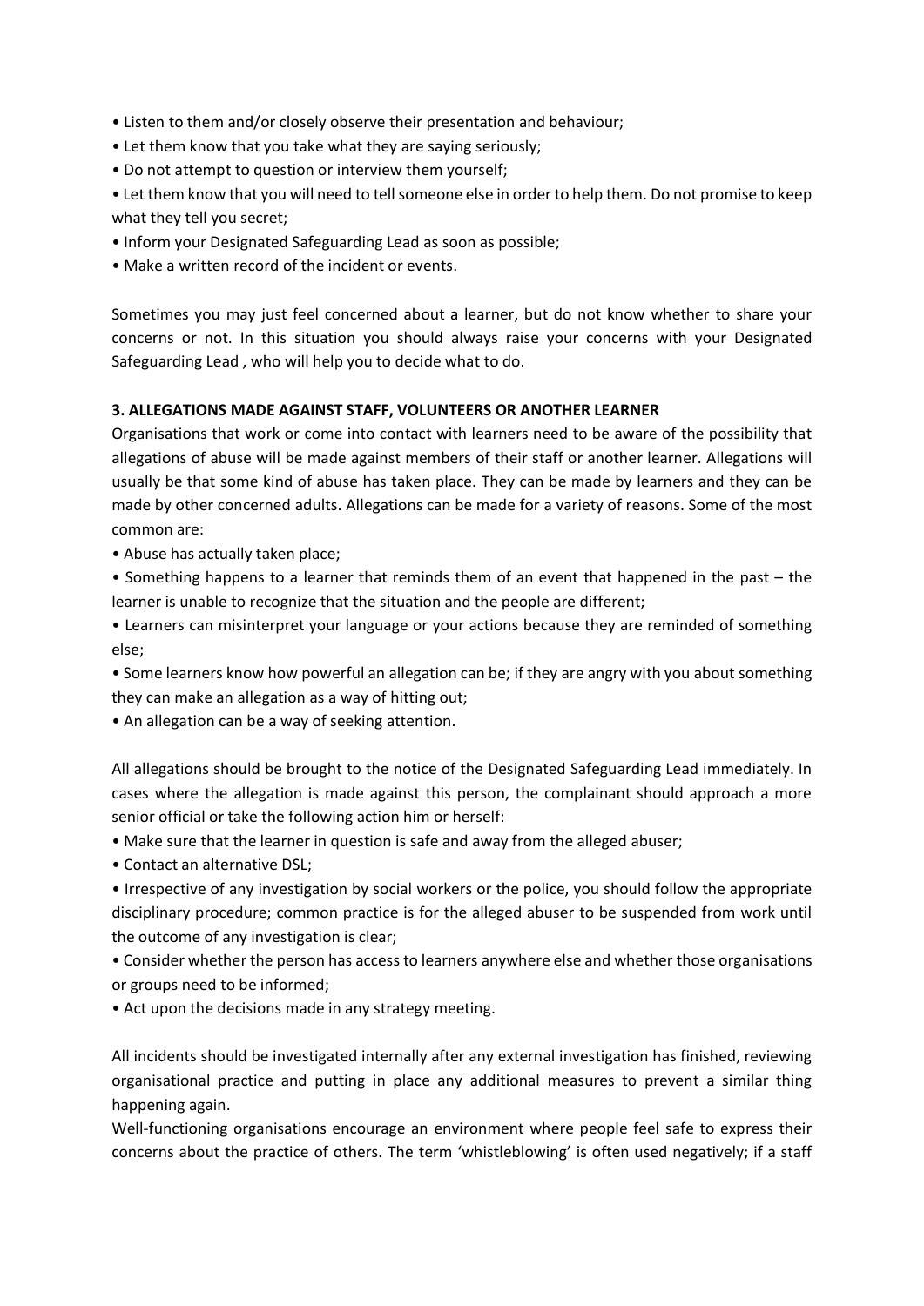- Listen to them and/or closely observe their presentation and behaviour;
- Let them know that you take what they are saying seriously;
- Do not attempt to question or interview them yourself;
- Let them know that you will need to tell someone else in order to help them. Do not promise to keep what they tell you secret;
- Inform your Designated Safeguarding Lead as soon as possible;
- Make a written record of the incident or events.

Sometimes you may just feel concerned about a learner, but do not know whether to share your concerns or not. In this situation you should always raise your concerns with your Designated Safeguarding Lead , who will help you to decide what to do.

### 3. ALLEGATIONS MADE AGAINST STAFF, VOLUNTEERS OR ANOTHER LEARNER

Organisations that work or come into contact with learners need to be aware of the possibility that allegations of abuse will be made against members of their staff or another learner. Allegations will usually be that some kind of abuse has taken place. They can be made by learners and they can be made by other concerned adults. Allegations can be made for a variety of reasons. Some of the most common are:

- Abuse has actually taken place;
- Something happens to a learner that reminds them of an event that happened in the past – the learner is unable to recognize that the situation and the people are different;
- Learners can misinterpret your language or your actions because they are reminded of something else;
- Some learners know how powerful an allegation can be; if they are angry with you about something they can make an allegation as a way of hitting out;
- An allegation can be a way of seeking attention.

All allegations should be brought to the notice of the Designated Safeguarding Lead immediately. In cases where the allegation is made against this person, the complainant should approach a more senior official or take the following action him or herself:

- Make sure that the learner in question is safe and away from the alleged abuser;
- Contact an alternative DSL;
- Irrespective of any investigation by social workers or the police, you should follow the appropriate disciplinary procedure; common practice is for the alleged abuser to be suspended from work until the outcome of any investigation is clear;
- Consider whether the person has access to learners anywhere else and whether those organisations or groups need to be informed;
- Act upon the decisions made in any strategy meeting.

All incidents should be investigated internally after any external investigation has finished, reviewing organisational practice and putting in place any additional measures to prevent a similar thing happening again.

Well-functioning organisations encourage an environment where people feel safe to express their concerns about the practice of others. The term 'whistleblowing' is often used negatively; if a staff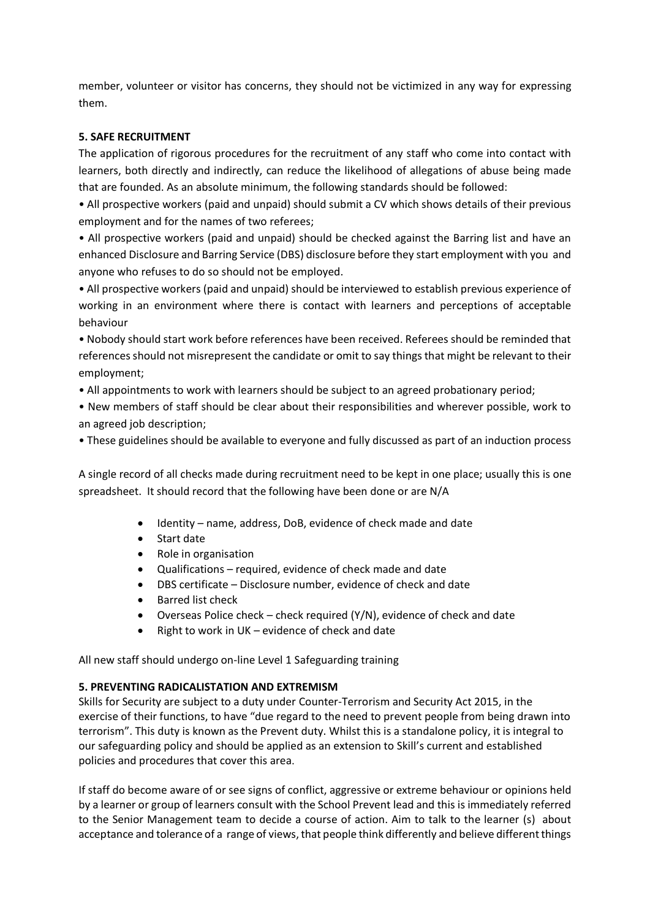member, volunteer or visitor has concerns, they should not be victimized in any way for expressing them.

**5. SAFE RECRUITMENT**

The application of rigorous procedures for the recruitment of any staff who come into contact with learners, both directly and indirectly, can reduce the likelihood of allegations of abuse being made that are founded. As an absolute minimum, the following standards should be followed:

• All prospective workers (paid and unpaid) should submit a CV which shows details of their previous employment and for the names of two referees;

• All prospective workers (paid and unpaid) should be checked against the Barring list and have an enhanced Disclosure and Barring Service (DBS) disclosure before they start employment with you and anyone who refuses to do so should not be employed.

• All prospective workers (paid and unpaid) should be interviewed to establish previous experience of working in an environment where there is contact with learners and perceptions of acceptable behaviour

• Nobody should start work before references have been received. Referees should be reminded that references should not misrepresent the candidate or omit to say things that might be relevant to their employment;

• All appointments to work with learners should be subject to an agreed probationary period;

• New members of staff should be clear about their responsibilities and wherever possible, work to an agreed job description;

• These guidelines should be available to everyone and fully discussed as part of an induction process

A single record of all checks made during recruitment need to be kept in one place; usually this is one spreadsheet. It should record that the following have been done or are N/A

- Identity – name, address, DoB, evidence of check made and date
- Start date
- Role in organisation
- Qualifications – required, evidence of check made and date
- DBS certificate – Disclosure number, evidence of check and date
- Barred list check
- Overseas Police check – check required (Y/N), evidence of check and date
- Right to work in UK – evidence of check and date

All new staff should undergo on-line Level 1 Safeguarding training

**5. PREVENTING RADICALISTATION AND EXTREMISM**

Skills for Security are subject to a duty under Counter-Terrorism and Security Act 2015, in the exercise of their functions, to have "due regard to the need to prevent people from being drawn into terrorism". This duty is known as the Prevent duty. Whilst this is a standalone policy, it is integral to our safeguarding policy and should be applied as an extension to Skill's current and established policies and procedures that cover this area.

If staff do become aware of or see signs of conflict, aggressive or extreme behaviour or opinions held by a learner or group of learners consult with the School Prevent lead and this is immediately referred to the Senior Management team to decide a course of action. Aim to talk to the learner (s) about acceptance and tolerance of a range of views, that people think differently and believe different things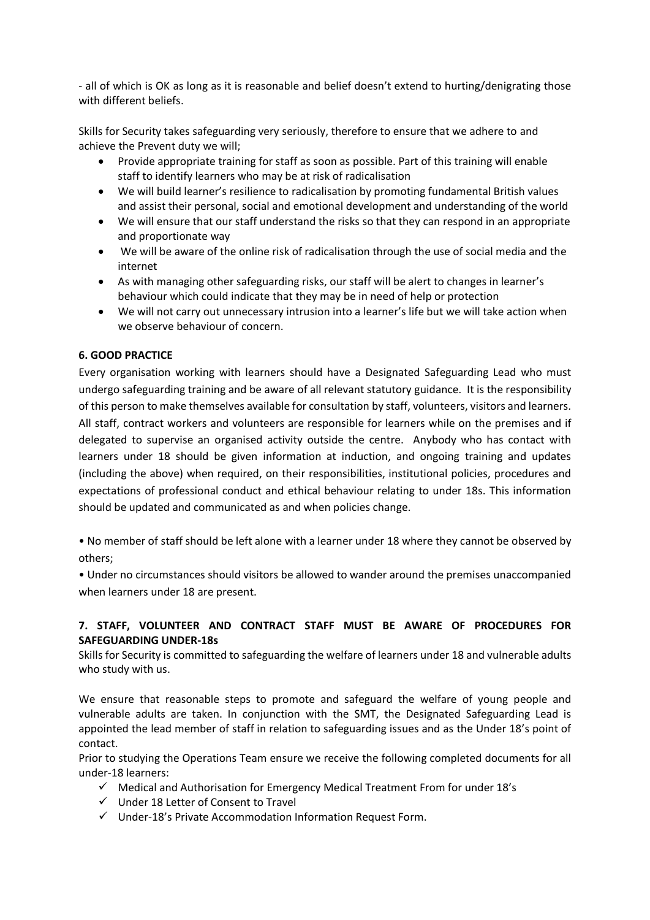- all of which is OK as long as it is reasonable and belief doesn't extend to hurting/denigrating those with different beliefs.

Skills for Security takes safeguarding very seriously, therefore to ensure that we adhere to and achieve the Prevent duty we will;

- Provide appropriate training for staff as soon as possible. Part of this training will enable staff to identify learners who may be at risk of radicalisation
- We will build learner's resilience to radicalisation by promoting fundamental British values and assist their personal, social and emotional development and understanding of the world
- We will ensure that our staff understand the risks so that they can respond in an appropriate and proportionate way
- We will be aware of the online risk of radicalisation through the use of social media and the internet
- As with managing other safeguarding risks, our staff will be alert to changes in learner's behaviour which could indicate that they may be in need of help or protection
- We will not carry out unnecessary intrusion into a learner's life but we will take action when we observe behaviour of concern.

**6. GOOD PRACTICE**

Every organisation working with learners should have a Designated Safeguarding Lead who must undergo safeguarding training and be aware of all relevant statutory guidance. It is the responsibility of this person to make themselves available for consultation by staff, volunteers, visitors and learners. All staff, contract workers and volunteers are responsible for learners while on the premises and if delegated to supervise an organised activity outside the centre. Anybody who has contact with learners under 18 should be given information at induction, and ongoing training and updates (including the above) when required, on their responsibilities, institutional policies, procedures and expectations of professional conduct and ethical behaviour relating to under 18s. This information should be updated and communicated as and when policies change.

• No member of staff should be left alone with a learner under 18 where they cannot be observed by others;

• Under no circumstances should visitors be allowed to wander around the premises unaccompanied when learners under 18 are present.

**7. STAFF, VOLUNTEER AND CONTRACT STAFF MUST BE AWARE OF PROCEDURES FOR SAFEGUARDING UNDER-18s**

Skills for Security is committed to safeguarding the welfare of learners under 18 and vulnerable adults who study with us.

We ensure that reasonable steps to promote and safeguard the welfare of young people and vulnerable adults are taken. In conjunction with the SMT, the Designated Safeguarding Lead is appointed the lead member of staff in relation to safeguarding issues and as the Under 18's point of contact.

Prior to studying the Operations Team ensure we receive the following completed documents for all under-18 learners:

- ✓ Medical and Authorisation for Emergency Medical Treatment From for under 18's
- ✓ Under 18 Letter of Consent to Travel
- ✓ Under-18's Private Accommodation Information Request Form.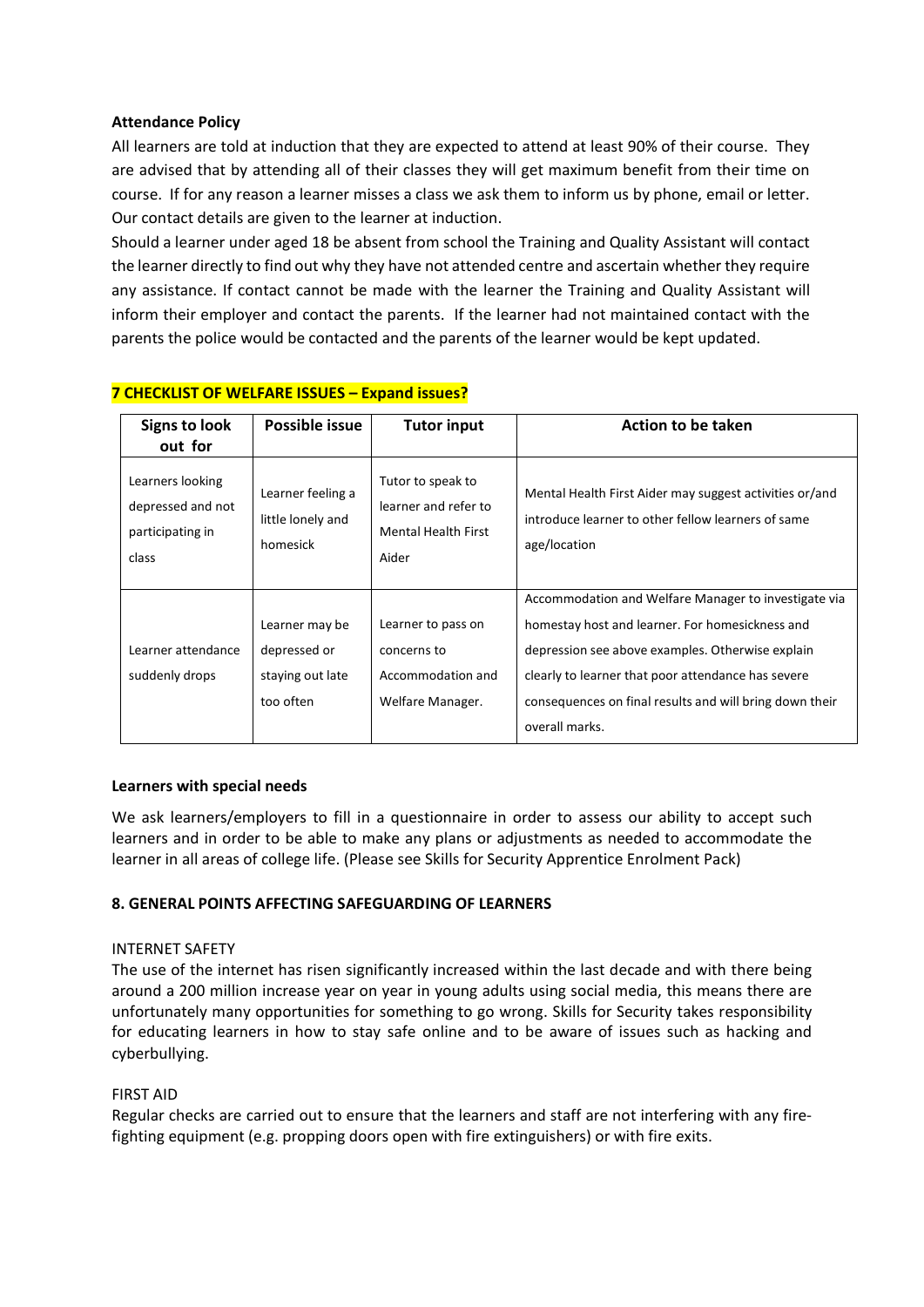**Attendance Policy**

All learners are told at induction that they are expected to attend at least 90% of their course. They are advised that by attending all of their classes they will get maximum benefit from their time on course. If for any reason a learner misses a class we ask them to inform us by phone, email or letter. Our contact details are given to the learner at induction.

Should a learner under aged 18 be absent from school the Training and Quality Assistant will contact the learner directly to find out why they have not attended centre and ascertain whether they require any assistance. If contact cannot be made with the learner the Training and Quality Assistant will inform their employer and contact the parents. If the learner had not maintained contact with the parents the police would be contacted and the parents of the learner would be kept updated.

**7 CHECKLIST OF WELFARE ISSUES – Expand issues?**

| Signs to look out for | Possible issue | Tutor input | Action to be taken |
|---|---|---|---|
| Learners looking depressed and not participating in class | Learner feeling a little lonely and homesick | Tutor to speak to learner and refer to Mental Health First Aider | Mental Health First Aider may suggest activities or/and introduce learner to other fellow learners of same age/location |
| Learner attendance suddenly drops | Learner may be depressed or staying out late too often | Learner to pass on concerns to Accommodation and Welfare Manager. | Accommodation and Welfare Manager to investigate via homestay host and learner. For homesickness and depression see above examples. Otherwise explain clearly to learner that poor attendance has severe consequences on final results and will bring down their overall marks. |

**Learners with special needs**

We ask learners/employers to fill in a questionnaire in order to assess our ability to accept such learners and in order to be able to make any plans or adjustments as needed to accommodate the learner in all areas of college life. (Please see Skills for Security Apprentice Enrolment Pack)

**8. GENERAL POINTS AFFECTING SAFEGUARDING OF LEARNERS**

INTERNET SAFETY

The use of the internet has risen significantly increased within the last decade and with there being around a 200 million increase year on year in young adults using social media, this means there are unfortunately many opportunities for something to go wrong. Skills for Security takes responsibility for educating learners in how to stay safe online and to be aware of issues such as hacking and cyberbullying.

FIRST AID

Regular checks are carried out to ensure that the learners and staff are not interfering with any fire-fighting equipment (e.g. propping doors open with fire extinguishers) or with fire exits.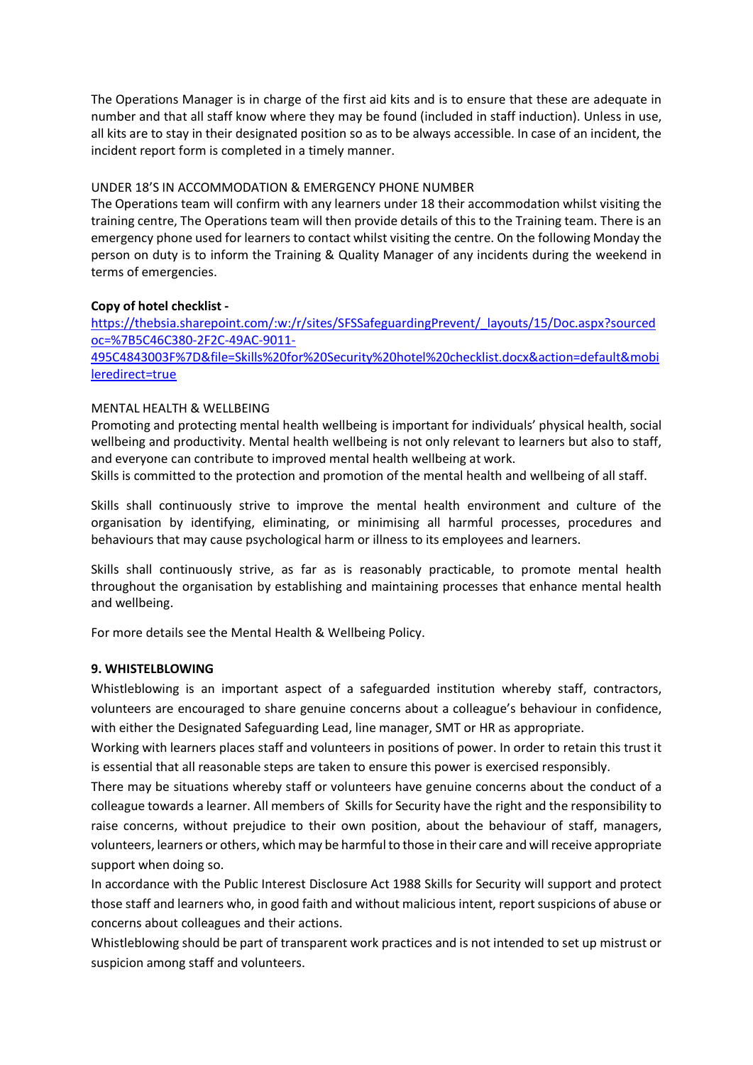The Operations Manager is in charge of the first aid kits and is to ensure that these are adequate in number and that all staff know where they may be found (included in staff induction). Unless in use, all kits are to stay in their designated position so as to be always accessible. In case of an incident, the incident report form is completed in a timely manner.

UNDER 18'S IN ACCOMMODATION & EMERGENCY PHONE NUMBER

The Operations team will confirm with any learners under 18 their accommodation whilst visiting the training centre, The Operations team will then provide details of this to the Training team. There is an emergency phone used for learners to contact whilst visiting the centre. On the following Monday the person on duty is to inform the Training & Quality Manager of any incidents during the weekend in terms of emergencies.

**Copy of hotel checklist -**
[https://thebsia.sharepoint.com/:w:/r/sites/SFSSafeguardingPrevent/_layouts/15/Doc.aspx?sourcedoc=%7B5C46C380-2F2C-49AC-9011-495C4843003F%7D&file=Skills%20for%20Security%20hotel%20checklist.docx&action=default&mobileredirect=true](https://thebsia.sharepoint.com/:w:/r/sites/SFSSafeguardingPrevent/_layouts/15/Doc.aspx?sourcedoc=%7B5C46C380-2F2C-49AC-9011-495C4843003F%7D&file=Skills%20for%20Security%20hotel%20checklist.docx&action=default&mobileredirect=true)

MENTAL HEALTH & WELLBEING

Promoting and protecting mental health wellbeing is important for individuals' physical health, social wellbeing and productivity. Mental health wellbeing is not only relevant to learners but also to staff, and everyone can contribute to improved mental health wellbeing at work.
Skills is committed to the protection and promotion of the mental health and wellbeing of all staff.

Skills shall continuously strive to improve the mental health environment and culture of the organisation by identifying, eliminating, or minimising all harmful processes, procedures and behaviours that may cause psychological harm or illness to its employees and learners.

Skills shall continuously strive, as far as is reasonably practicable, to promote mental health throughout the organisation by establishing and maintaining processes that enhance mental health and wellbeing.

For more details see the Mental Health & Wellbeing Policy.

## 9. WHISTELBLOWING

Whistleblowing is an important aspect of a safeguarded institution whereby staff, contractors, volunteers are encouraged to share genuine concerns about a colleague's behaviour in confidence, with either the Designated Safeguarding Lead, line manager, SMT or HR as appropriate.

Working with learners places staff and volunteers in positions of power. In order to retain this trust it is essential that all reasonable steps are taken to ensure this power is exercised responsibly.

There may be situations whereby staff or volunteers have genuine concerns about the conduct of a colleague towards a learner. All members of Skills for Security have the right and the responsibility to raise concerns, without prejudice to their own position, about the behaviour of staff, managers, volunteers, learners or others, which may be harmful to those in their care and will receive appropriate support when doing so.

In accordance with the Public Interest Disclosure Act 1988 Skills for Security will support and protect those staff and learners who, in good faith and without malicious intent, report suspicions of abuse or concerns about colleagues and their actions.

Whistleblowing should be part of transparent work practices and is not intended to set up mistrust or suspicion among staff and volunteers.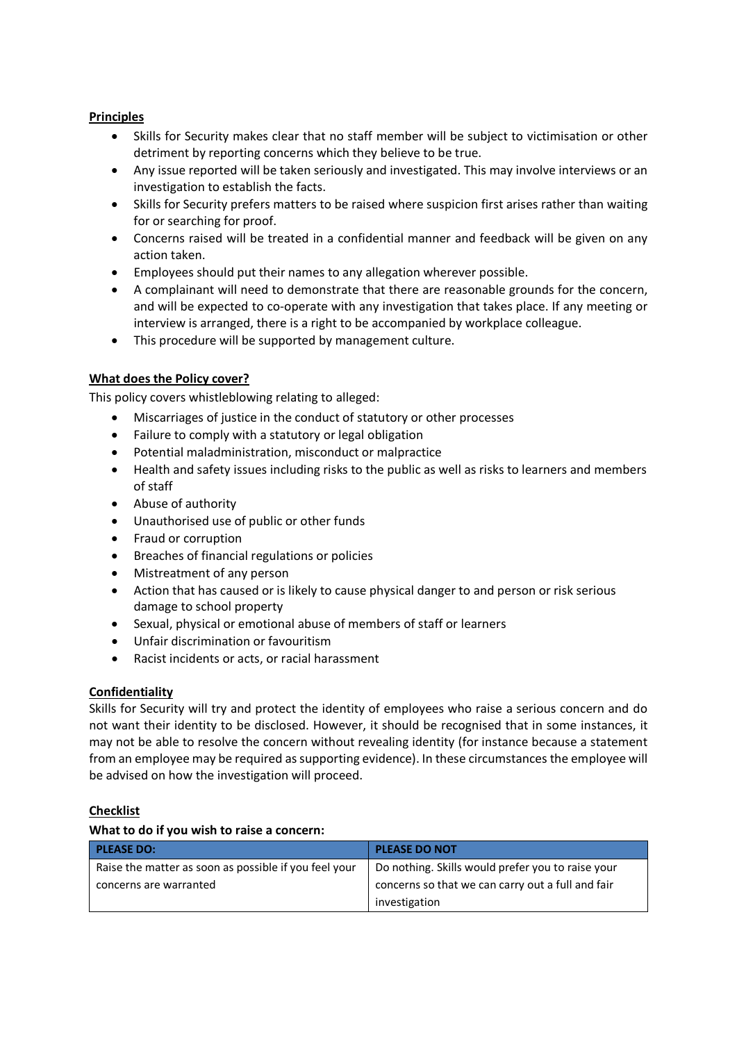**Principles**

- Skills for Security makes clear that no staff member will be subject to victimisation or other detriment by reporting concerns which they believe to be true.
- Any issue reported will be taken seriously and investigated. This may involve interviews or an investigation to establish the facts.
- Skills for Security prefers matters to be raised where suspicion first arises rather than waiting for or searching for proof.
- Concerns raised will be treated in a confidential manner and feedback will be given on any action taken.
- Employees should put their names to any allegation wherever possible.
- A complainant will need to demonstrate that there are reasonable grounds for the concern, and will be expected to co-operate with any investigation that takes place. If any meeting or interview is arranged, there is a right to be accompanied by workplace colleague.
- This procedure will be supported by management culture.

**What does the Policy cover?**

This policy covers whistleblowing relating to alleged:

- Miscarriages of justice in the conduct of statutory or other processes
- Failure to comply with a statutory or legal obligation
- Potential maladministration, misconduct or malpractice
- Health and safety issues including risks to the public as well as risks to learners and members of staff
- Abuse of authority
- Unauthorised use of public or other funds
- Fraud or corruption
- Breaches of financial regulations or policies
- Mistreatment of any person
- Action that has caused or is likely to cause physical danger to and person or risk serious damage to school property
- Sexual, physical or emotional abuse of members of staff or learners
- Unfair discrimination or favouritism
- Racist incidents or acts, or racial harassment

**Confidentiality**

Skills for Security will try and protect the identity of employees who raise a serious concern and do not want their identity to be disclosed. However, it should be recognised that in some instances, it may not be able to resolve the concern without revealing identity (for instance because a statement from an employee may be required as supporting evidence). In these circumstances the employee will be advised on how the investigation will proceed.

**Checklist**

**What to do if you wish to raise a concern:**

| PLEASE DO: | PLEASE DO NOT |
|---|---|
| Raise the matter as soon as possible if you feel your concerns are warranted | Do nothing. Skills would prefer you to raise your concerns so that we can carry out a full and fair investigation |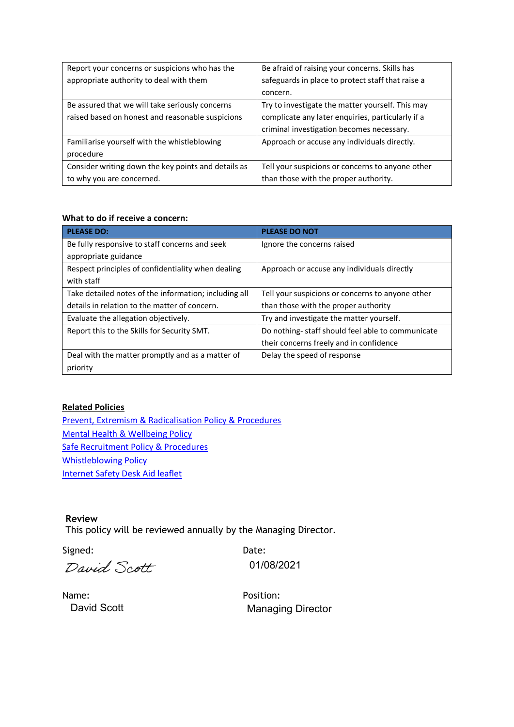| | |
|---|---|
| Report your concerns or suspicions who has the appropriate authority to deal with them | Be afraid of raising your concerns. Skills has safeguards in place to protect staff that raise a concern. |
| Be assured that we will take seriously concerns raised based on honest and reasonable suspicions | Try to investigate the matter yourself. This may complicate any later enquiries, particularly if a criminal investigation becomes necessary. |
| Familiarise yourself with the whistleblowing procedure | Approach or accuse any individuals directly. |
| Consider writing down the key points and details as to why you are concerned. | Tell your suspicions or concerns to anyone other than those with the proper authority. |

**What to do if receive a concern:**

| PLEASE DO: | PLEASE DO NOT |
|---|---|
| Be fully responsive to staff concerns and seek appropriate guidance | Ignore the concerns raised |
| Respect principles of confidentiality when dealing with staff | Approach or accuse any individuals directly |
| Take detailed notes of the information; including all details in relation to the matter of concern. | Tell your suspicions or concerns to anyone other than those with the proper authority |
| Evaluate the allegation objectively. | Try and investigate the matter yourself. |
| Report this to the Skills for Security SMT. | Do nothing- staff should feel able to communicate their concerns freely and in confidence |
| Deal with the matter promptly and as a matter of priority | Delay the speed of response |

**Related Policies**

Prevent, Extremism & Radicalisation Policy & Procedures
Mental Health & Wellbeing Policy
Safe Recruitment Policy & Procedures
Whistleblowing Policy
Internet Safety Desk Aid leaflet

**Review**

This policy will be reviewed annually by the Managing Director.

Signed: *David Scott*

Date: 01/08/2021

Name: David Scott

Position: Managing Director